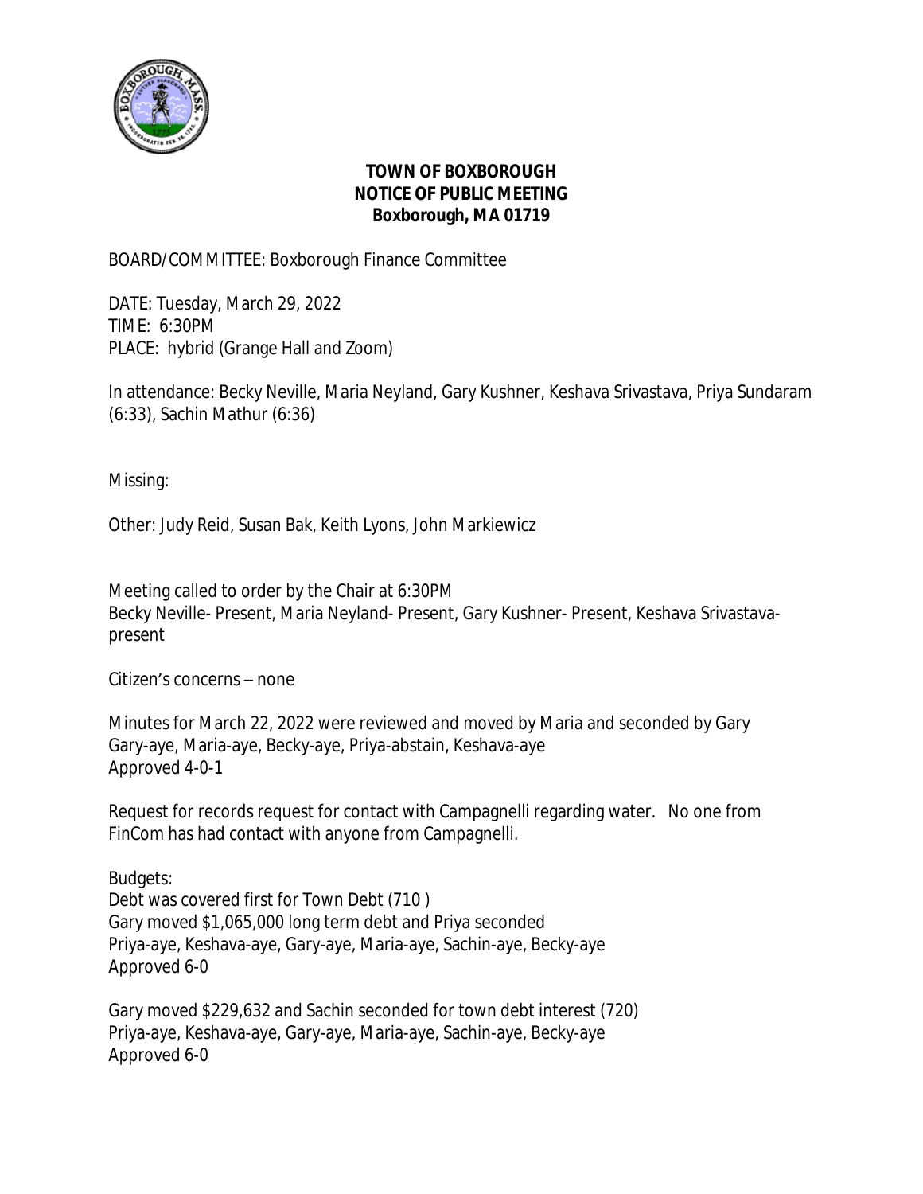**TOWN OF BOXBOROUGH**
**NOTICE OF PUBLIC MEETING**
**Boxborough, MA 01719**

BOARD/COMMITTEE: Boxborough Finance Committee

DATE: Tuesday, March 29, 2022
TIME: 6:30PM
PLACE: hybrid (Grange Hall and Zoom)

In attendance: Becky Neville, Maria Neyland, Gary Kushner, Keshava Srivastava, Priya Sundaram (6:33), Sachin Mathur (6:36)

Missing:

Other: Judy Reid, Susan Bak, Keith Lyons, John Markiewicz

Meeting called to order by the Chair at 6:30PM
Becky Neville- Present, Maria Neyland- Present, Gary Kushner- Present, Keshava Srivastava-present

Citizen's concerns – none

Minutes for March 22, 2022 were reviewed and moved by Maria and seconded by Gary
Gary-aye, Maria-aye, Becky-aye, Priya-abstain, Keshava-aye
Approved 4-0-1

Request for records request for contact with Campagnelli regarding water. No one from FinCom has had contact with anyone from Campagnelli.

Budgets:
Debt was covered first for Town Debt (710 )
Gary moved $1,065,000 long term debt and Priya seconded
Priya-aye, Keshava-aye, Gary-aye, Maria-aye, Sachin-aye, Becky-aye
Approved 6-0

Gary moved $229,632 and Sachin seconded for town debt interest (720)
Priya-aye, Keshava-aye, Gary-aye, Maria-aye, Sachin-aye, Becky-aye
Approved 6-0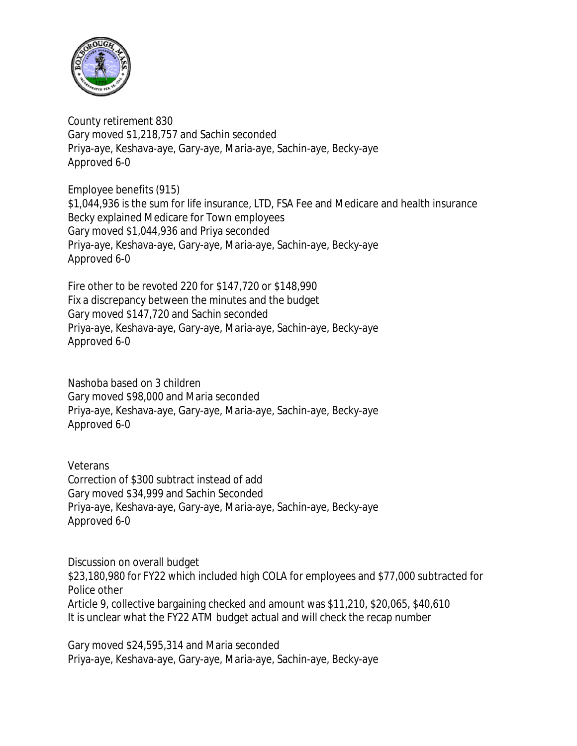County retirement 830
Gary moved $1,218,757 and Sachin seconded
Priya-aye, Keshava-aye, Gary-aye, Maria-aye, Sachin-aye, Becky-aye
Approved 6-0

Employee benefits (915)
$1,044,936 is the sum for life insurance, LTD, FSA Fee and Medicare and health insurance
Becky explained Medicare for Town employees
Gary moved $1,044,936 and Priya seconded
Priya-aye, Keshava-aye, Gary-aye, Maria-aye, Sachin-aye, Becky-aye
Approved 6-0

Fire other to be revoted 220 for $147,720 or $148,990
Fix a discrepancy between the minutes and the budget
Gary moved $147,720 and Sachin seconded
Priya-aye, Keshava-aye, Gary-aye, Maria-aye, Sachin-aye, Becky-aye
Approved 6-0

Nashoba based on 3 children
Gary moved $98,000 and Maria seconded
Priya-aye, Keshava-aye, Gary-aye, Maria-aye, Sachin-aye, Becky-aye
Approved 6-0

Veterans
Correction of $300 subtract instead of add
Gary moved $34,999 and Sachin Seconded
Priya-aye, Keshava-aye, Gary-aye, Maria-aye, Sachin-aye, Becky-aye
Approved 6-0

Discussion on overall budget
$23,180,980 for FY22 which included high COLA for employees and $77,000 subtracted for Police other
Article 9, collective bargaining checked and amount was $11,210, $20,065, $40,610
It is unclear what the FY22 ATM budget actual and will check the recap number

Gary moved $24,595,314 and Maria seconded
Priya-aye, Keshava-aye, Gary-aye, Maria-aye, Sachin-aye, Becky-aye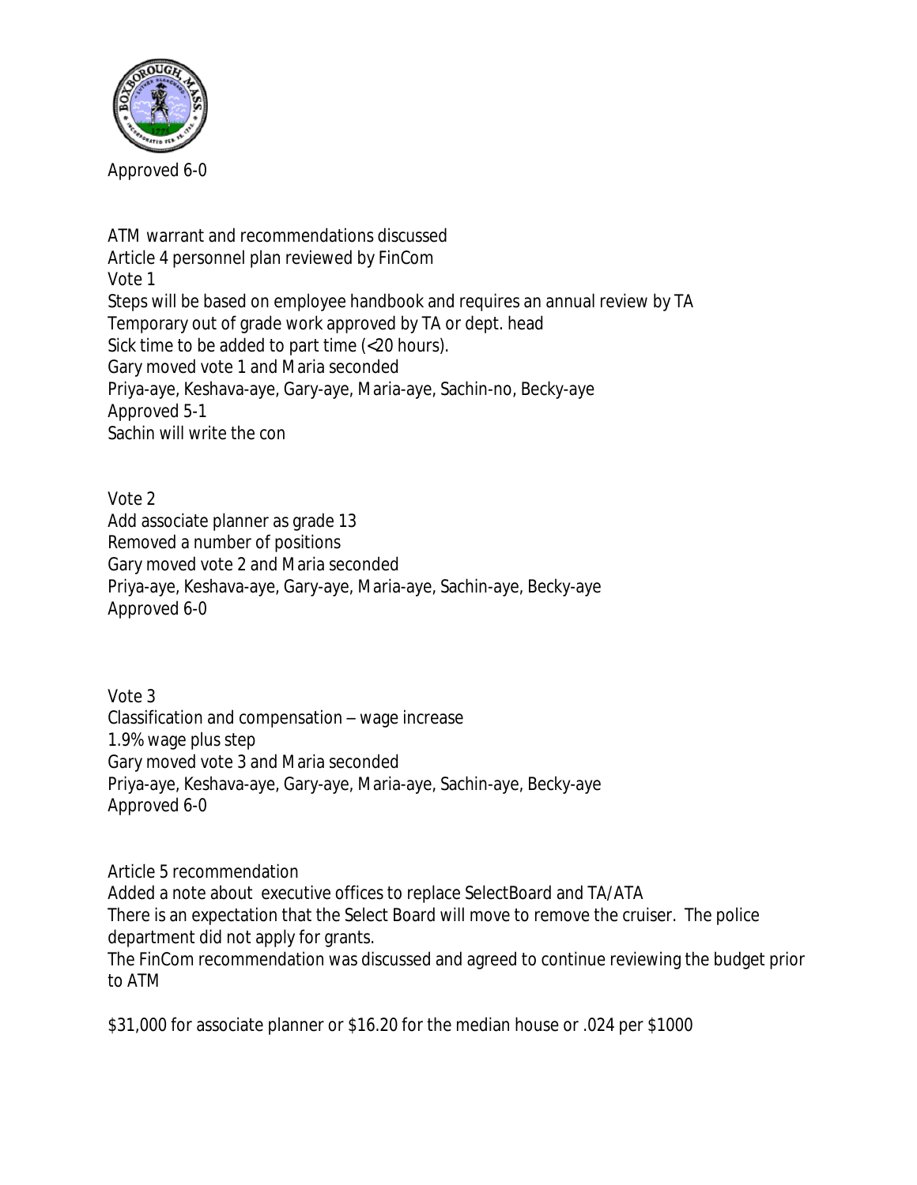Approved 6-0

ATM warrant and recommendations discussed
Article 4 personnel plan reviewed by FinCom
Vote 1
Steps will be based on employee handbook and requires an annual review by TA
Temporary out of grade work approved by TA or dept. head
Sick time to be added to part time (<20 hours).
Gary moved vote 1 and Maria seconded
Priya-aye, Keshava-aye, Gary-aye, Maria-aye, Sachin-no, Becky-aye
Approved 5-1
Sachin will write the con

Vote 2
Add associate planner as grade 13
Removed a number of positions
Gary moved vote 2 and Maria seconded
Priya-aye, Keshava-aye, Gary-aye, Maria-aye, Sachin-aye, Becky-aye
Approved 6-0

Vote 3
Classification and compensation – wage increase
1.9% wage plus step
Gary moved vote 3 and Maria seconded
Priya-aye, Keshava-aye, Gary-aye, Maria-aye, Sachin-aye, Becky-aye
Approved 6-0

Article 5 recommendation
Added a note about executive offices to replace SelectBoard and TA/ATA
There is an expectation that the Select Board will move to remove the cruiser. The police department did not apply for grants.
The FinCom recommendation was discussed and agreed to continue reviewing the budget prior to ATM

$31,000 for associate planner or $16.20 for the median house or .024 per $1000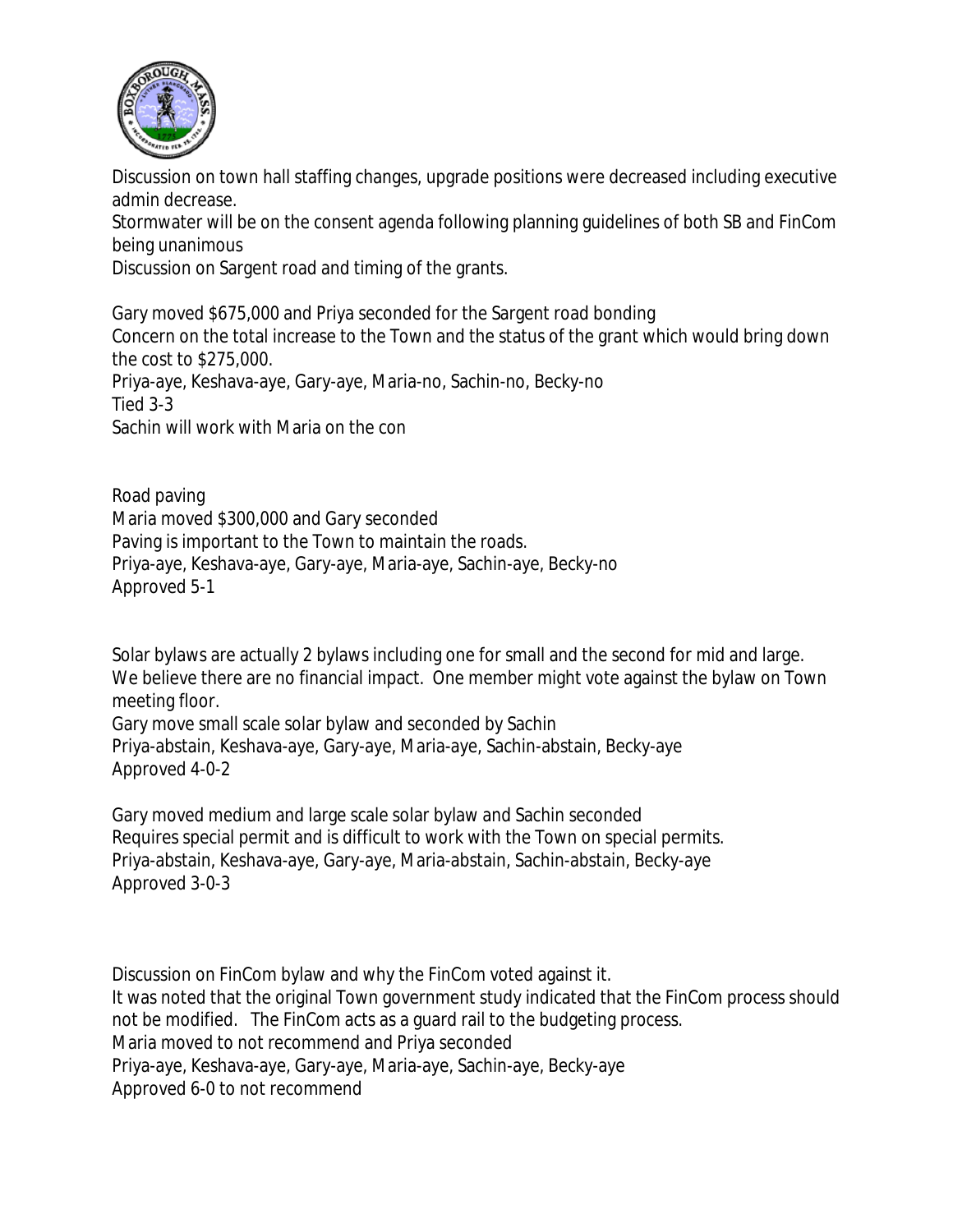Discussion on town hall staffing changes, upgrade positions were decreased including executive admin decrease.
Stormwater will be on the consent agenda following planning guidelines of both SB and FinCom being unanimous
Discussion on Sargent road and timing of the grants.

Gary moved $675,000 and Priya seconded for the Sargent road bonding
Concern on the total increase to the Town and the status of the grant which would bring down the cost to $275,000.
Priya-aye, Keshava-aye, Gary-aye, Maria-no, Sachin-no, Becky-no
Tied 3-3
Sachin will work with Maria on the con

Road paving
Maria moved $300,000 and Gary seconded
Paving is important to the Town to maintain the roads.
Priya-aye, Keshava-aye, Gary-aye, Maria-aye, Sachin-aye, Becky-no
Approved 5-1

Solar bylaws are actually 2 bylaws including one for small and the second for mid and large. We believe there are no financial impact. One member might vote against the bylaw on Town meeting floor.
Gary move small scale solar bylaw and seconded by Sachin
Priya-abstain, Keshava-aye, Gary-aye, Maria-aye, Sachin-abstain, Becky-aye
Approved 4-0-2

Gary moved medium and large scale solar bylaw and Sachin seconded
Requires special permit and is difficult to work with the Town on special permits.
Priya-abstain, Keshava-aye, Gary-aye, Maria-abstain, Sachin-abstain, Becky-aye
Approved 3-0-3

Discussion on FinCom bylaw and why the FinCom voted against it.
It was noted that the original Town government study indicated that the FinCom process should not be modified. The FinCom acts as a guard rail to the budgeting process.
Maria moved to not recommend and Priya seconded
Priya-aye, Keshava-aye, Gary-aye, Maria-aye, Sachin-aye, Becky-aye
Approved 6-0 to not recommend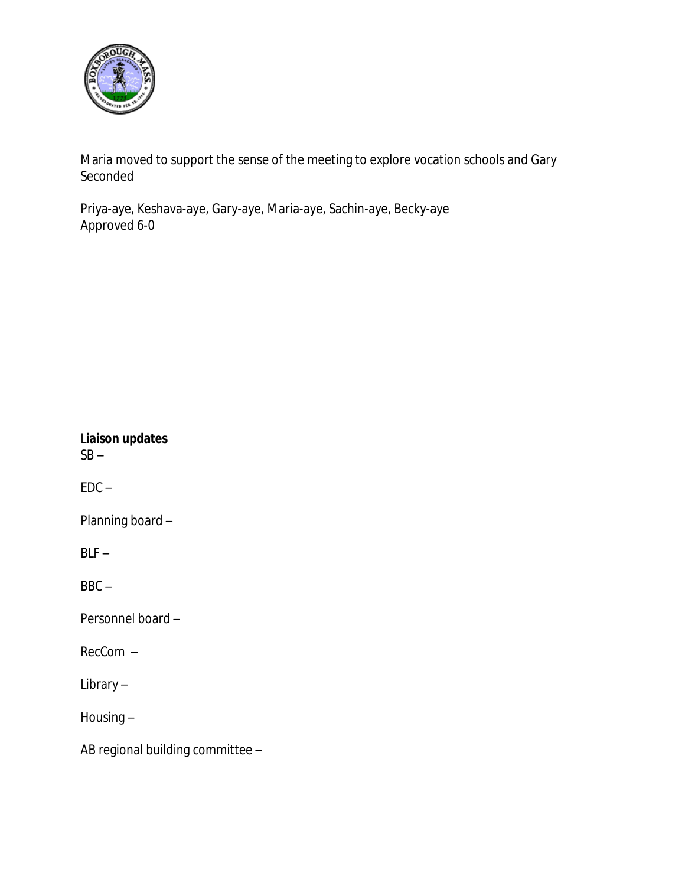Maria moved to support the sense of the meeting to explore vocation schools and Gary Seconded

Priya-aye, Keshava-aye, Gary-aye, Maria-aye, Sachin-aye, Becky-aye
Approved 6-0

**Liaison updates**

SB –

EDC –

Planning board –

BLF –

BBC –

Personnel board –

RecCom –

Library –

Housing –

AB regional building committee –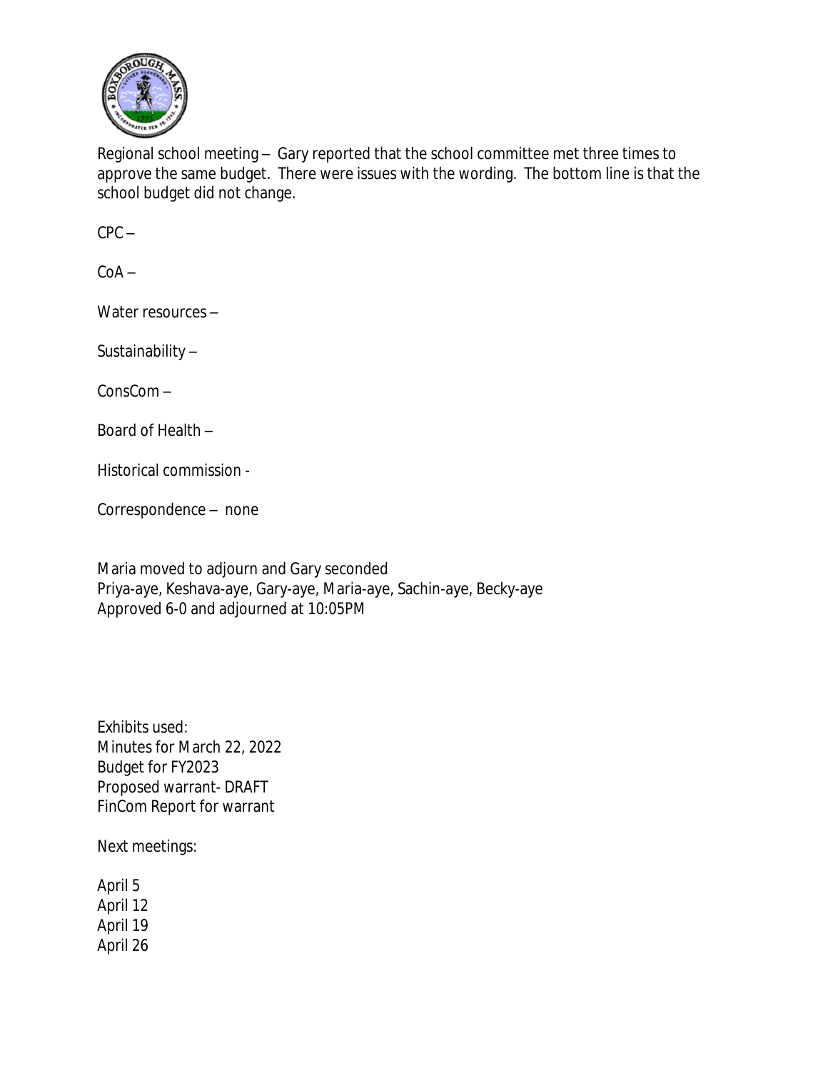Regional school meeting – Gary reported that the school committee met three times to approve the same budget. There were issues with the wording. The bottom line is that the school budget did not change.

CPC –

CoA –

Water resources –

Sustainability –

ConsCom –

Board of Health –

Historical commission -

Correspondence – none

Maria moved to adjourn and Gary seconded
Priya-aye, Keshava-aye, Gary-aye, Maria-aye, Sachin-aye, Becky-aye
Approved 6-0 and adjourned at 10:05PM

Exhibits used:
Minutes for March 22, 2022
Budget for FY2023
Proposed warrant- DRAFT
FinCom Report for warrant

Next meetings:

April 5
April 12
April 19
April 26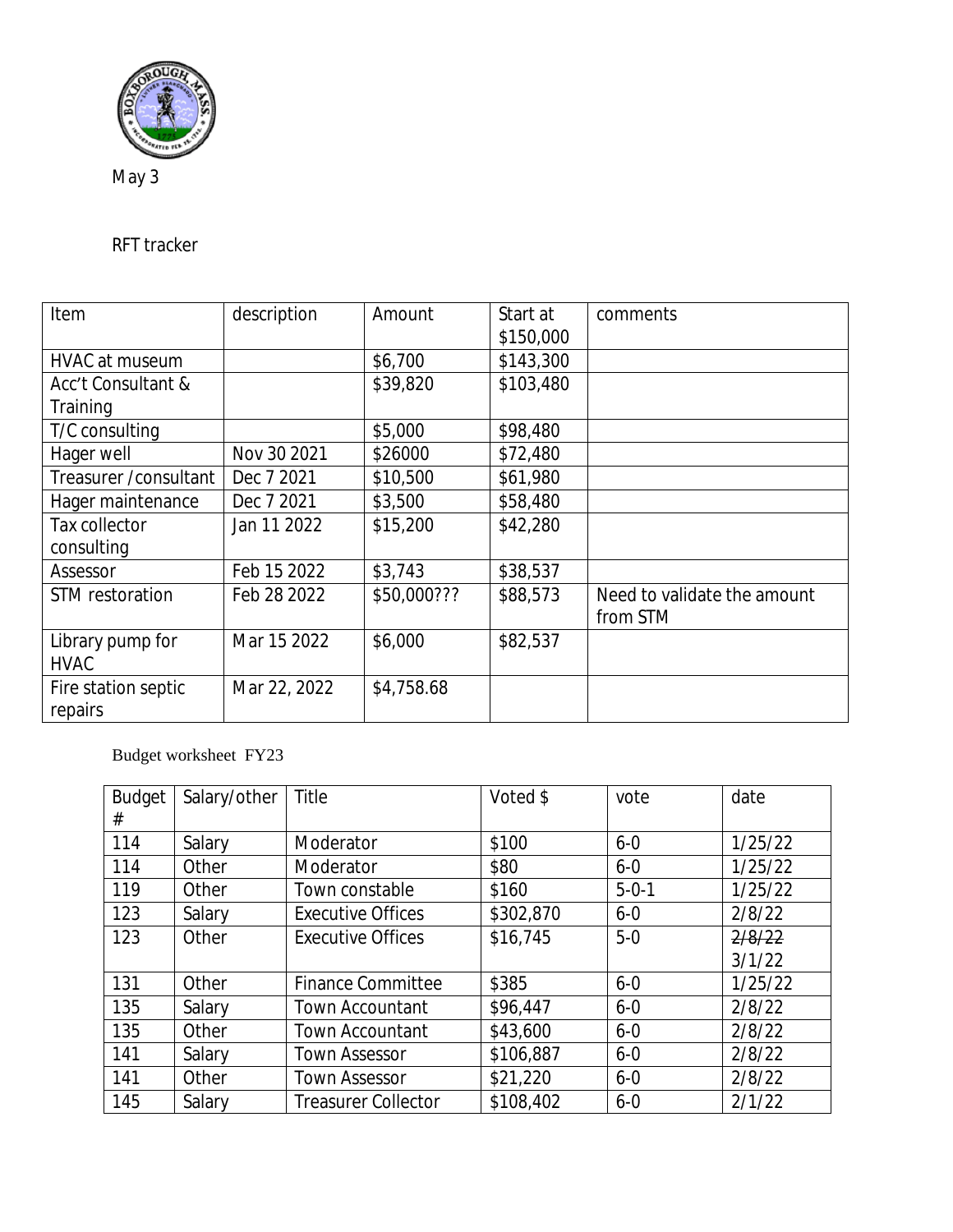May 3

RFT tracker

| Item | description | Amount | Start at $150,000 | comments |
|---|---|---|---|---|
| HVAC at museum | | $6,700 | $143,300 | |
| Acc't Consultant & Training | | $39,820 | $103,480 | |
| T/C consulting | | $5,000 | $98,480 | |
| Hager well | Nov 30 2021 | $26000 | $72,480 | |
| Treasurer /consultant | Dec 7 2021 | $10,500 | $61,980 | |
| Hager maintenance | Dec 7 2021 | $3,500 | $58,480 | |
| Tax collector consulting | Jan 11 2022 | $15,200 | $42,280 | |
| Assessor | Feb 15 2022 | $3,743 | $38,537 | |
| STM restoration | Feb 28 2022 | $50,000??? | $88,573 | Need to validate the amount from STM |
| Library pump for HVAC | Mar 15 2022 | $6,000 | $82,537 | |
| Fire station septic repairs | Mar 22, 2022 | $4,758.68 | | |

Budget worksheet FY23

| Budget # | Salary/other | Title | Voted $ | vote | date |
|---|---|---|---|---|---|
| 114 | Salary | Moderator | $100 | 6-0 | 1/25/22 |
| 114 | Other | Moderator | $80 | 6-0 | 1/25/22 |
| 119 | Other | Town constable | $160 | 5-0-1 | 1/25/22 |
| 123 | Salary | Executive Offices | $302,870 | 6-0 | 2/8/22 |
| 123 | Other | Executive Offices | $16,745 | 5-0 | ~~2/8/22~~ 3/1/22 |
| 131 | Other | Finance Committee | $385 | 6-0 | 1/25/22 |
| 135 | Salary | Town Accountant | $96,447 | 6-0 | 2/8/22 |
| 135 | Other | Town Accountant | $43,600 | 6-0 | 2/8/22 |
| 141 | Salary | Town Assessor | $106,887 | 6-0 | 2/8/22 |
| 141 | Other | Town Assessor | $21,220 | 6-0 | 2/8/22 |
| 145 | Salary | Treasurer Collector | $108,402 | 6-0 | 2/1/22 |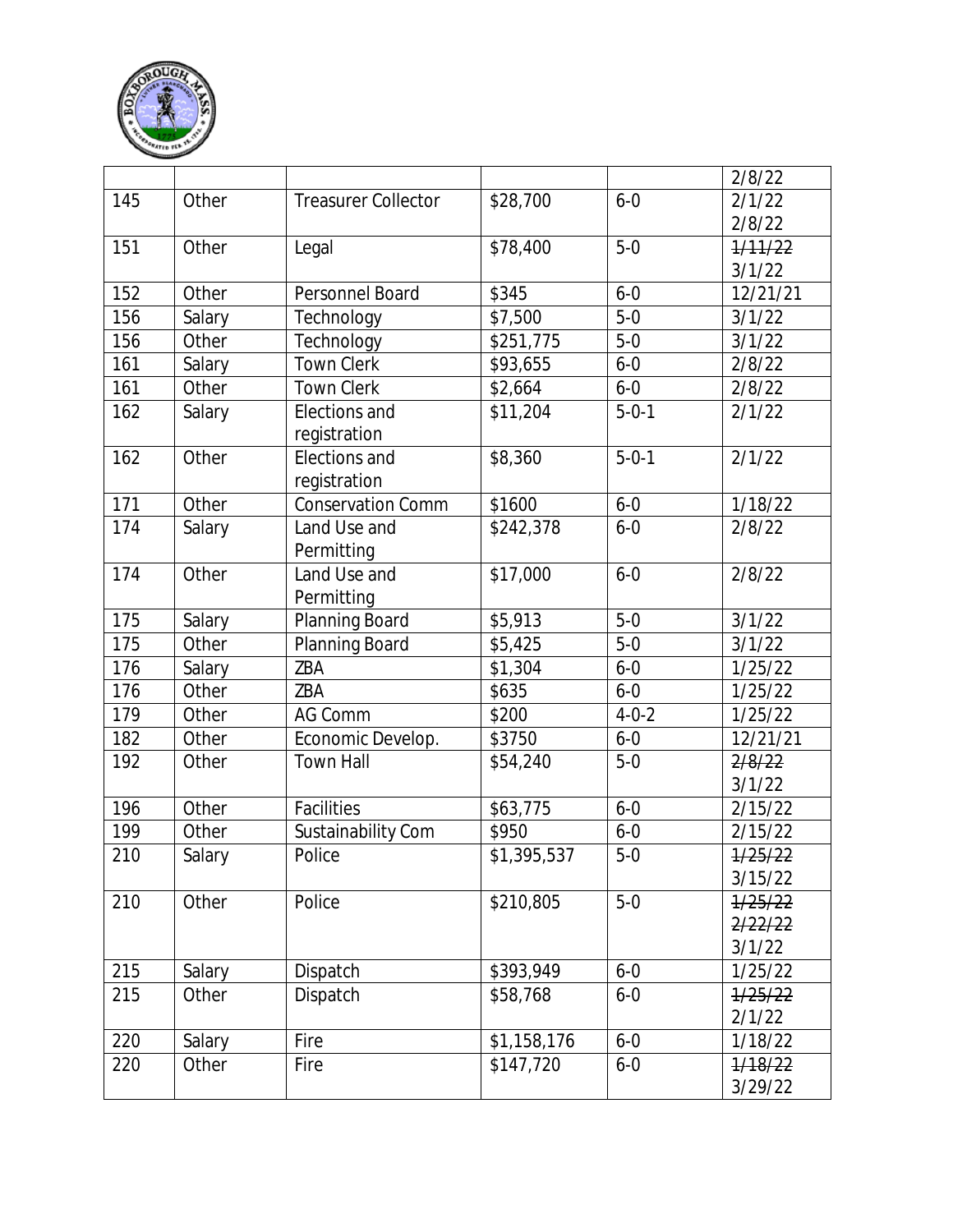| | | | | | |
|---|---|---|---|---|---|
| | | | | | 2/8/22 |
| 145 | Other | Treasurer Collector | $28,700 | 6-0 | 2/1/22 2/8/22 |
| 151 | Other | Legal | $78,400 | 5-0 | ~~1/11/22~~ 3/1/22 |
| 152 | Other | Personnel Board | $345 | 6-0 | 12/21/21 |
| 156 | Salary | Technology | $7,500 | 5-0 | 3/1/22 |
| 156 | Other | Technology | $251,775 | 5-0 | 3/1/22 |
| 161 | Salary | Town Clerk | $93,655 | 6-0 | 2/8/22 |
| 161 | Other | Town Clerk | $2,664 | 6-0 | 2/8/22 |
| 162 | Salary | Elections and registration | $11,204 | 5-0-1 | 2/1/22 |
| 162 | Other | Elections and registration | $8,360 | 5-0-1 | 2/1/22 |
| 171 | Other | Conservation Comm | $1600 | 6-0 | 1/18/22 |
| 174 | Salary | Land Use and Permitting | $242,378 | 6-0 | 2/8/22 |
| 174 | Other | Land Use and Permitting | $17,000 | 6-0 | 2/8/22 |
| 175 | Salary | Planning Board | $5,913 | 5-0 | 3/1/22 |
| 175 | Other | Planning Board | $5,425 | 5-0 | 3/1/22 |
| 176 | Salary | ZBA | $1,304 | 6-0 | 1/25/22 |
| 176 | Other | ZBA | $635 | 6-0 | 1/25/22 |
| 179 | Other | AG Comm | $200 | 4-0-2 | 1/25/22 |
| 182 | Other | Economic Develop. | $3750 | 6-0 | 12/21/21 |
| 192 | Other | Town Hall | $54,240 | 5-0 | ~~2/8/22~~ 3/1/22 |
| 196 | Other | Facilities | $63,775 | 6-0 | 2/15/22 |
| 199 | Other | Sustainability Com | $950 | 6-0 | 2/15/22 |
| 210 | Salary | Police | $1,395,537 | 5-0 | ~~1/25/22~~ 3/15/22 |
| 210 | Other | Police | $210,805 | 5-0 | ~~1/25/22~~ ~~2/22/22~~ 3/1/22 |
| 215 | Salary | Dispatch | $393,949 | 6-0 | 1/25/22 |
| 215 | Other | Dispatch | $58,768 | 6-0 | ~~1/25/22~~ 2/1/22 |
| 220 | Salary | Fire | $1,158,176 | 6-0 | 1/18/22 |
| 220 | Other | Fire | $147,720 | 6-0 | ~~1/18/22~~ 3/29/22 |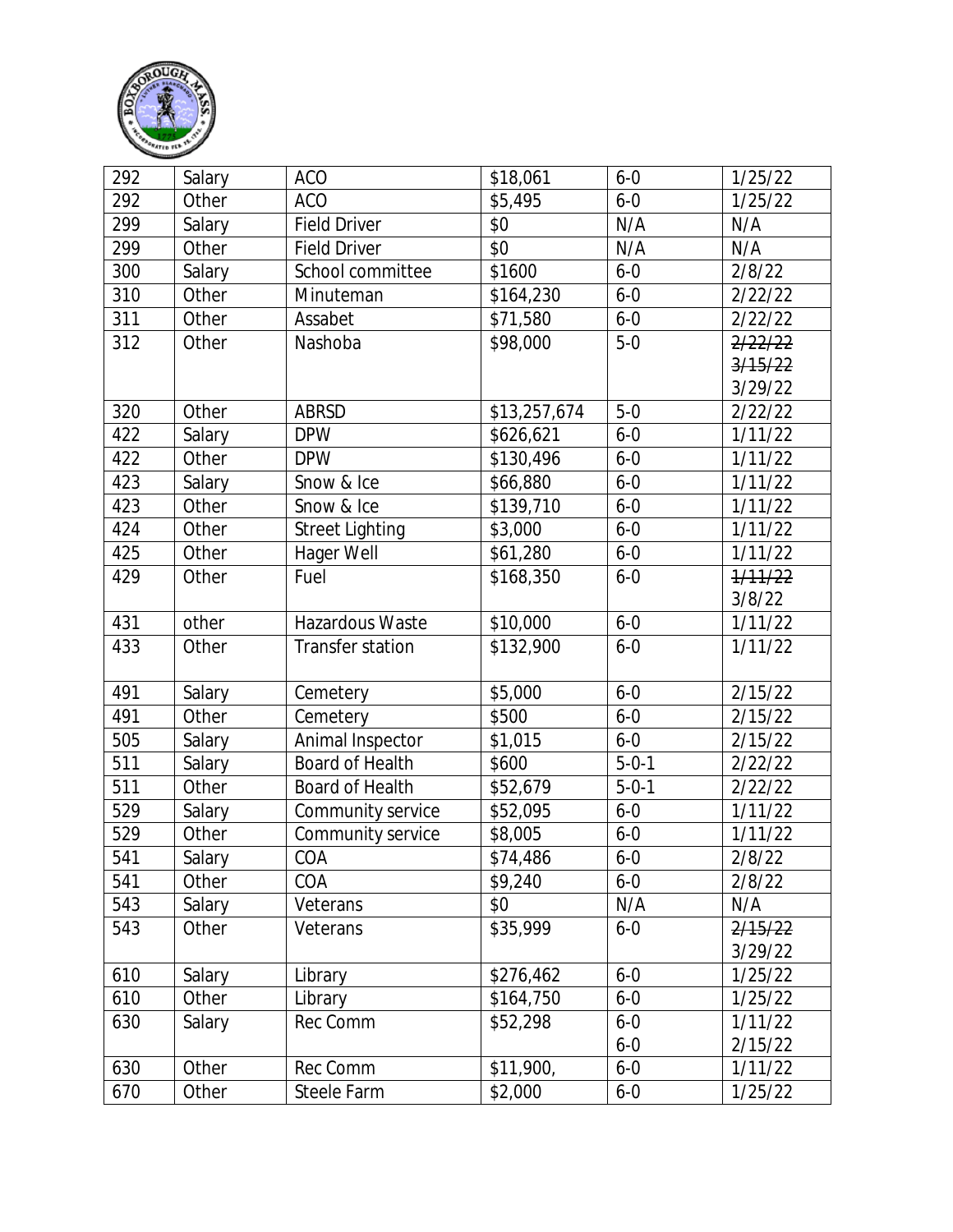| 292 | Salary | ACO | $18,061 | 6-0 | 1/25/22 |
|---|---|---|---|---|---|
| 292 | Other | ACO | $5,495 | 6-0 | 1/25/22 |
| 299 | Salary | Field Driver | $0 | N/A | N/A |
| 299 | Other | Field Driver | $0 | N/A | N/A |
| 300 | Salary | School committee | $1600 | 6-0 | 2/8/22 |
| 310 | Other | Minuteman | $164,230 | 6-0 | 2/22/22 |
| 311 | Other | Assabet | $71,580 | 6-0 | 2/22/22 |
| 312 | Other | Nashoba | $98,000 | 5-0 | ~~2/22/22~~ ~~3/15/22~~ 3/29/22 |
| 320 | Other | ABRSD | $13,257,674 | 5-0 | 2/22/22 |
| 422 | Salary | DPW | $626,621 | 6-0 | 1/11/22 |
| 422 | Other | DPW | $130,496 | 6-0 | 1/11/22 |
| 423 | Salary | Snow & Ice | $66,880 | 6-0 | 1/11/22 |
| 423 | Other | Snow & Ice | $139,710 | 6-0 | 1/11/22 |
| 424 | Other | Street Lighting | $3,000 | 6-0 | 1/11/22 |
| 425 | Other | Hager Well | $61,280 | 6-0 | 1/11/22 |
| 429 | Other | Fuel | $168,350 | 6-0 | ~~1/11/22~~ 3/8/22 |
| 431 | other | Hazardous Waste | $10,000 | 6-0 | 1/11/22 |
| 433 | Other | Transfer station | $132,900 | 6-0 | 1/11/22 |
| 491 | Salary | Cemetery | $5,000 | 6-0 | 2/15/22 |
| 491 | Other | Cemetery | $500 | 6-0 | 2/15/22 |
| 505 | Salary | Animal Inspector | $1,015 | 6-0 | 2/15/22 |
| 511 | Salary | Board of Health | $600 | 5-0-1 | 2/22/22 |
| 511 | Other | Board of Health | $52,679 | 5-0-1 | 2/22/22 |
| 529 | Salary | Community service | $52,095 | 6-0 | 1/11/22 |
| 529 | Other | Community service | $8,005 | 6-0 | 1/11/22 |
| 541 | Salary | COA | $74,486 | 6-0 | 2/8/22 |
| 541 | Other | COA | $9,240 | 6-0 | 2/8/22 |
| 543 | Salary | Veterans | $0 | N/A | N/A |
| 543 | Other | Veterans | $35,999 | 6-0 | ~~2/15/22~~ 3/29/22 |
| 610 | Salary | Library | $276,462 | 6-0 | 1/25/22 |
| 610 | Other | Library | $164,750 | 6-0 | 1/25/22 |
| 630 | Salary | Rec Comm | $52,298 | 6-0 6-0 | 1/11/22 2/15/22 |
| 630 | Other | Rec Comm | $11,900, | 6-0 | 1/11/22 |
| 670 | Other | Steele Farm | $2,000 | 6-0 | 1/25/22 |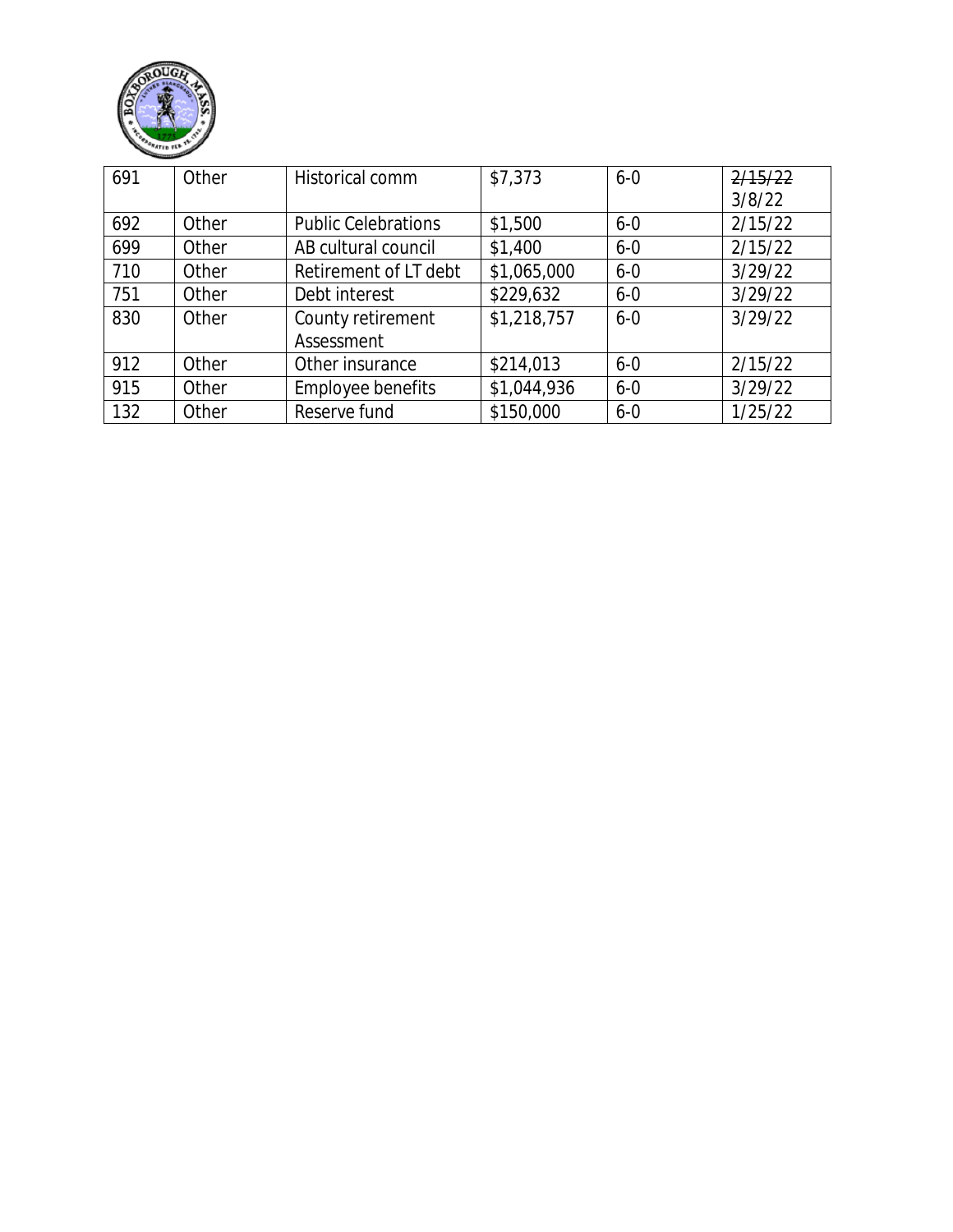| | | | | | |
|---|---|---|---|---|---|
| 691 | Other | Historical comm | $7,373 | 6-0 | ~~2/15/22~~ 3/8/22 |
| 692 | Other | Public Celebrations | $1,500 | 6-0 | 2/15/22 |
| 699 | Other | AB cultural council | $1,400 | 6-0 | 2/15/22 |
| 710 | Other | Retirement of LT debt | $1,065,000 | 6-0 | 3/29/22 |
| 751 | Other | Debt interest | $229,632 | 6-0 | 3/29/22 |
| 830 | Other | County retirement Assessment | $1,218,757 | 6-0 | 3/29/22 |
| 912 | Other | Other insurance | $214,013 | 6-0 | 2/15/22 |
| 915 | Other | Employee benefits | $1,044,936 | 6-0 | 3/29/22 |
| 132 | Other | Reserve fund | $150,000 | 6-0 | 1/25/22 |